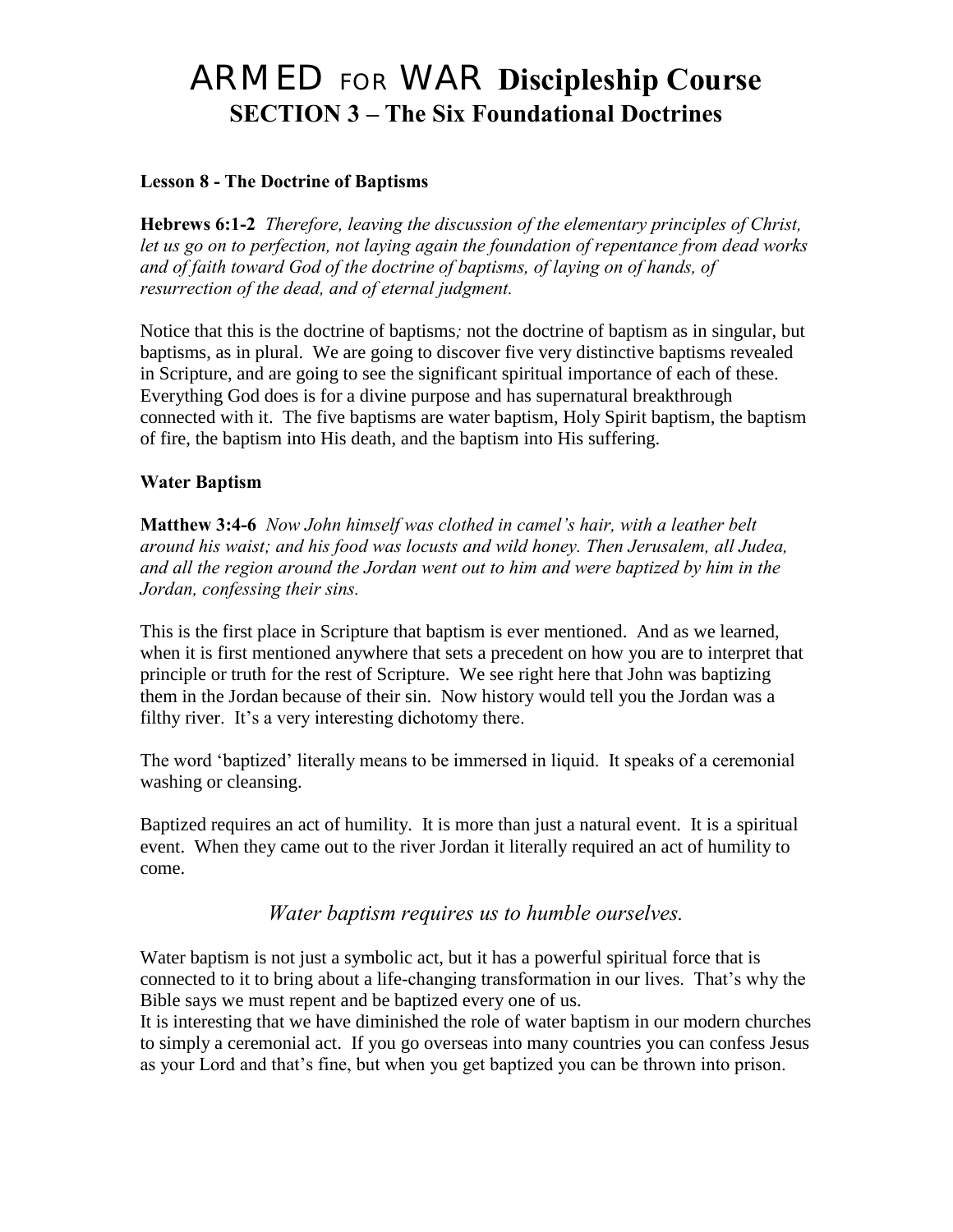# ARMED FOR WAR Discipleship Course
## SECTION 3 – The Six Foundational Doctrines

**Lesson 8 - The Doctrine of Baptisms**

**Hebrews 6:1-2** *Therefore, leaving the discussion of the elementary principles of Christ, let us go on to perfection, not laying again the foundation of repentance from dead works and of faith toward God of the doctrine of baptisms, of laying on of hands, of resurrection of the dead, and of eternal judgment.*

Notice that this is the doctrine of baptisms*;* not the doctrine of baptism as in singular, but baptisms, as in plural. We are going to discover five very distinctive baptisms revealed in Scripture, and are going to see the significant spiritual importance of each of these. Everything God does is for a divine purpose and has supernatural breakthrough connected with it. The five baptisms are water baptism, Holy Spirit baptism, the baptism of fire, the baptism into His death, and the baptism into His suffering.

**Water Baptism**

**Matthew 3:4-6** *Now John himself was clothed in camel's hair, with a leather belt around his waist; and his food was locusts and wild honey. Then Jerusalem, all Judea, and all the region around the Jordan went out to him and were baptized by him in the Jordan, confessing their sins.*

This is the first place in Scripture that baptism is ever mentioned. And as we learned, when it is first mentioned anywhere that sets a precedent on how you are to interpret that principle or truth for the rest of Scripture. We see right here that John was baptizing them in the Jordan because of their sin. Now history would tell you the Jordan was a filthy river. It's a very interesting dichotomy there.

The word 'baptized' literally means to be immersed in liquid. It speaks of a ceremonial washing or cleansing.

Baptized requires an act of humility. It is more than just a natural event. It is a spiritual event. When they came out to the river Jordan it literally required an act of humility to come.

*Water baptism requires us to humble ourselves.*

Water baptism is not just a symbolic act, but it has a powerful spiritual force that is connected to it to bring about a life-changing transformation in our lives. That's why the Bible says we must repent and be baptized every one of us.
It is interesting that we have diminished the role of water baptism in our modern churches to simply a ceremonial act. If you go overseas into many countries you can confess Jesus as your Lord and that's fine, but when you get baptized you can be thrown into prison.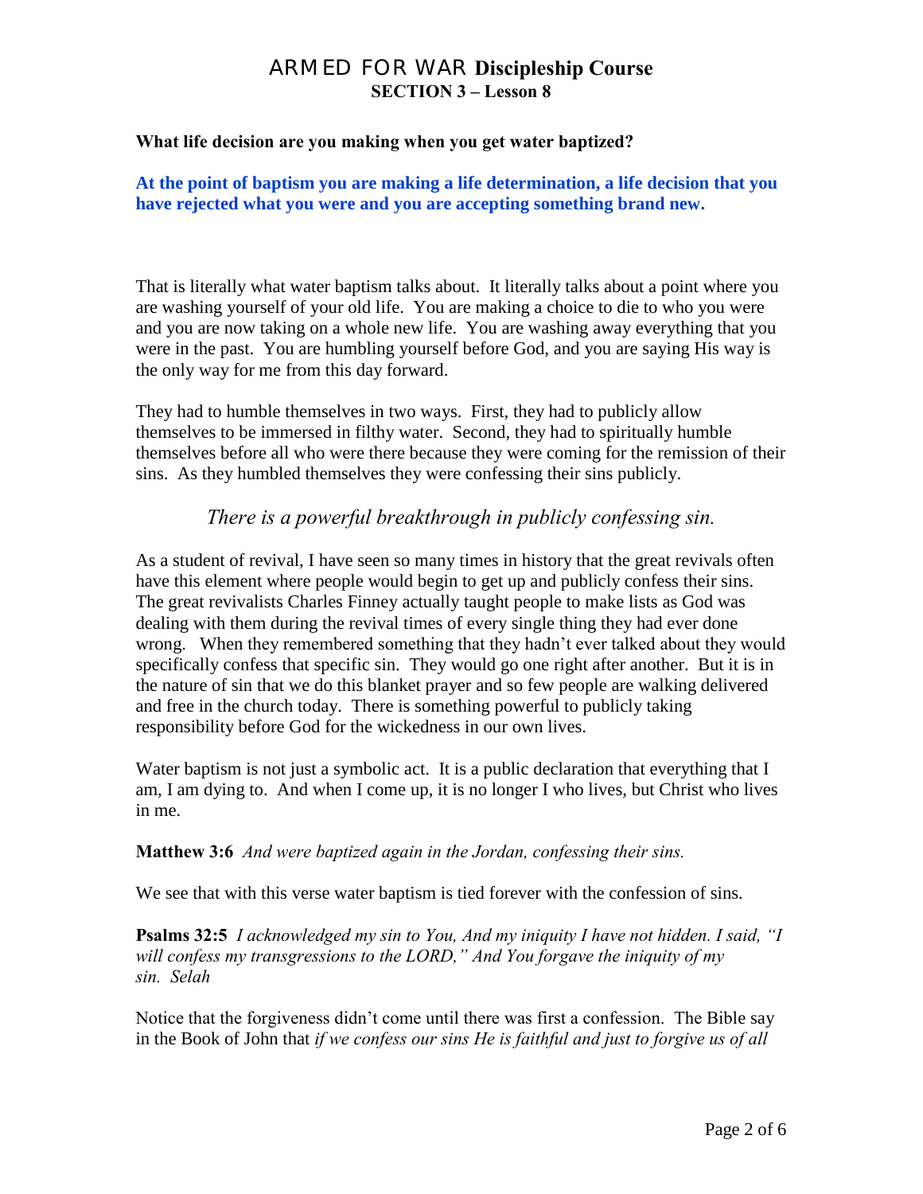**What life decision are you making when you get water baptized?**

**At the point of baptism you are making a life determination, a life decision that you have rejected what you were and you are accepting something brand new.**

That is literally what water baptism talks about. It literally talks about a point where you are washing yourself of your old life. You are making a choice to die to who you were and you are now taking on a whole new life. You are washing away everything that you were in the past. You are humbling yourself before God, and you are saying His way is the only way for me from this day forward.

They had to humble themselves in two ways. First, they had to publicly allow themselves to be immersed in filthy water. Second, they had to spiritually humble themselves before all who were there because they were coming for the remission of their sins. As they humbled themselves they were confessing their sins publicly.

*There is a powerful breakthrough in publicly confessing sin.*

As a student of revival, I have seen so many times in history that the great revivals often have this element where people would begin to get up and publicly confess their sins. The great revivalists Charles Finney actually taught people to make lists as God was dealing with them during the revival times of every single thing they had ever done wrong. When they remembered something that they hadn't ever talked about they would specifically confess that specific sin. They would go one right after another. But it is in the nature of sin that we do this blanket prayer and so few people are walking delivered and free in the church today. There is something powerful to publicly taking responsibility before God for the wickedness in our own lives.

Water baptism is not just a symbolic act. It is a public declaration that everything that I am, I am dying to. And when I come up, it is no longer I who lives, but Christ who lives in me.

**Matthew 3:6** *And were baptized again in the Jordan, confessing their sins.*

We see that with this verse water baptism is tied forever with the confession of sins.

**Psalms 32:5** *I acknowledged my sin to You, And my iniquity I have not hidden. I said, "I will confess my transgressions to the LORD," And You forgave the iniquity of my sin. Selah*

Notice that the forgiveness didn't come until there was first a confession. The Bible say in the Book of John that *if we confess our sins He is faithful and just to forgive us of all*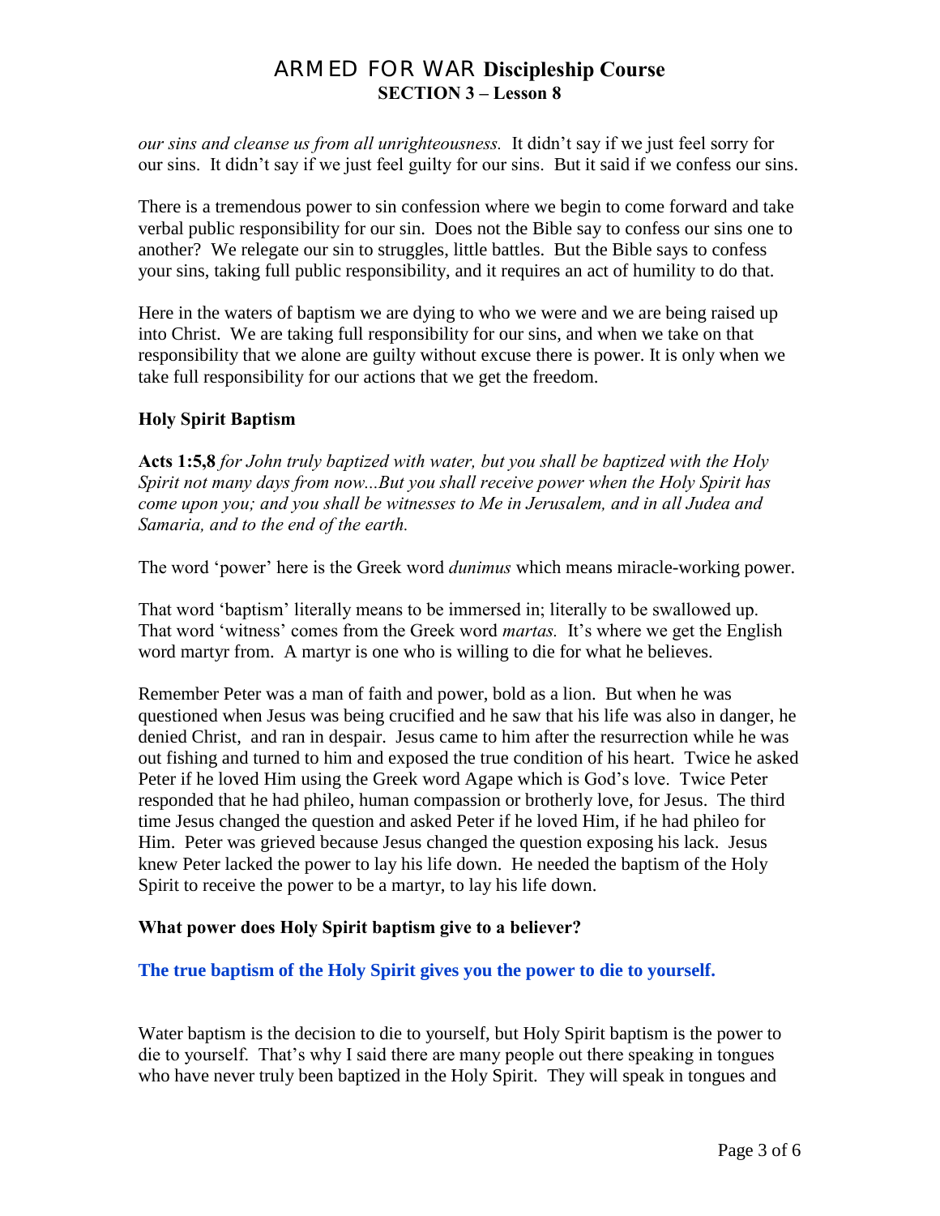*our sins and cleanse us from all unrighteousness.* It didn't say if we just feel sorry for our sins. It didn't say if we just feel guilty for our sins. But it said if we confess our sins.

There is a tremendous power to sin confession where we begin to come forward and take verbal public responsibility for our sin. Does not the Bible say to confess our sins one to another? We relegate our sin to struggles, little battles. But the Bible says to confess your sins, taking full public responsibility, and it requires an act of humility to do that.

Here in the waters of baptism we are dying to who we were and we are being raised up into Christ. We are taking full responsibility for our sins, and when we take on that responsibility that we alone are guilty without excuse there is power. It is only when we take full responsibility for our actions that we get the freedom.

**Holy Spirit Baptism**

**Acts 1:5,8** *for John truly baptized with water, but you shall be baptized with the Holy Spirit not many days from now...But you shall receive power when the Holy Spirit has come upon you; and you shall be witnesses to Me in Jerusalem, and in all Judea and Samaria, and to the end of the earth.*

The word 'power' here is the Greek word *dunimus* which means miracle-working power.

That word 'baptism' literally means to be immersed in; literally to be swallowed up. That word 'witness' comes from the Greek word *martas.* It's where we get the English word martyr from. A martyr is one who is willing to die for what he believes.

Remember Peter was a man of faith and power, bold as a lion. But when he was questioned when Jesus was being crucified and he saw that his life was also in danger, he denied Christ, and ran in despair. Jesus came to him after the resurrection while he was out fishing and turned to him and exposed the true condition of his heart. Twice he asked Peter if he loved Him using the Greek word Agape which is God's love. Twice Peter responded that he had phileo, human compassion or brotherly love, for Jesus. The third time Jesus changed the question and asked Peter if he loved Him, if he had phileo for Him. Peter was grieved because Jesus changed the question exposing his lack. Jesus knew Peter lacked the power to lay his life down. He needed the baptism of the Holy Spirit to receive the power to be a martyr, to lay his life down.

**What power does Holy Spirit baptism give to a believer?**

**The true baptism of the Holy Spirit gives you the power to die to yourself.**

Water baptism is the decision to die to yourself, but Holy Spirit baptism is the power to die to yourself. That's why I said there are many people out there speaking in tongues who have never truly been baptized in the Holy Spirit. They will speak in tongues and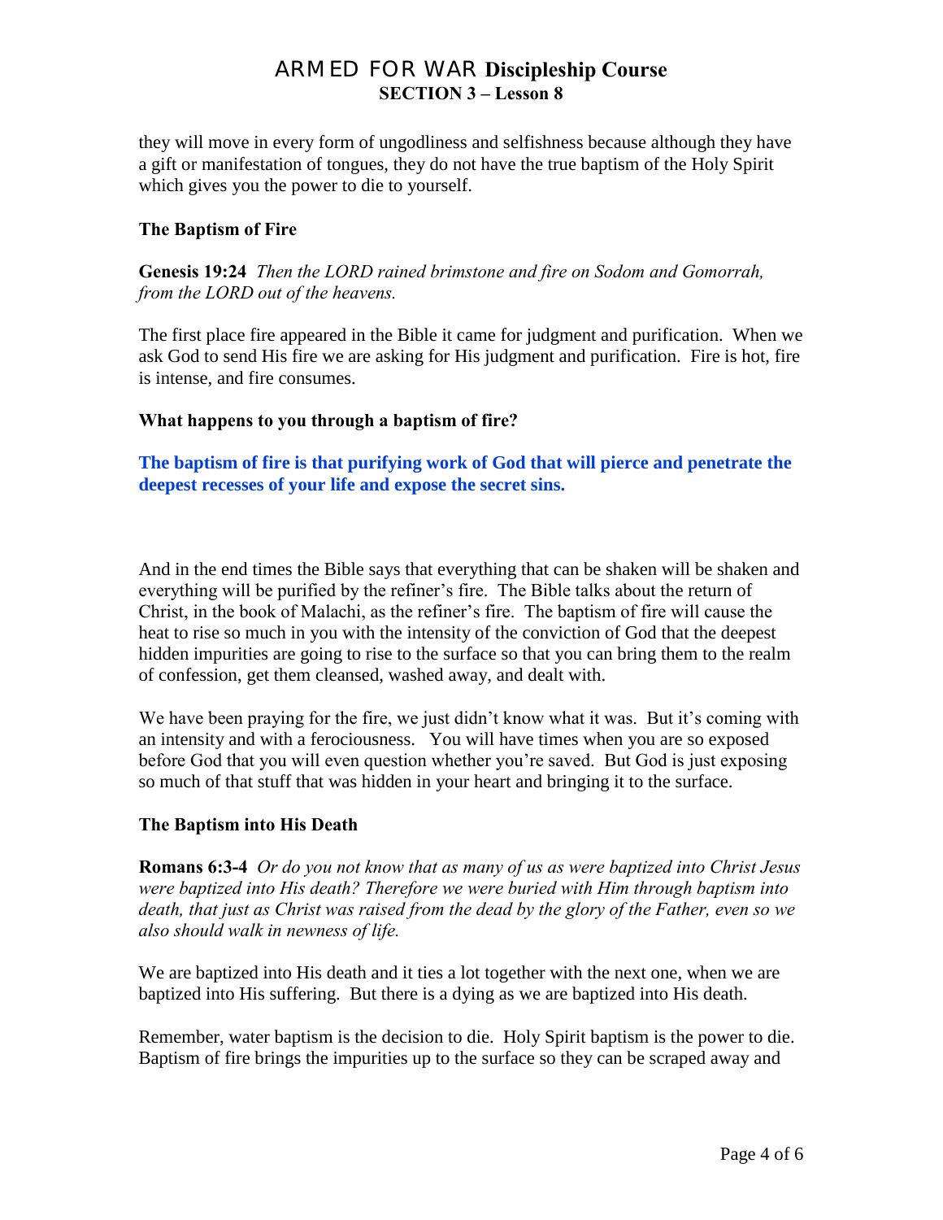they will move in every form of ungodliness and selfishness because although they have a gift or manifestation of tongues, they do not have the true baptism of the Holy Spirit which gives you the power to die to yourself.

**The Baptism of Fire**

**Genesis 19:24** *Then the LORD rained brimstone and fire on Sodom and Gomorrah, from the LORD out of the heavens.*

The first place fire appeared in the Bible it came for judgment and purification. When we ask God to send His fire we are asking for His judgment and purification. Fire is hot, fire is intense, and fire consumes.

**What happens to you through a baptism of fire?**

**The baptism of fire is that purifying work of God that will pierce and penetrate the deepest recesses of your life and expose the secret sins.**

And in the end times the Bible says that everything that can be shaken will be shaken and everything will be purified by the refiner's fire. The Bible talks about the return of Christ, in the book of Malachi, as the refiner's fire. The baptism of fire will cause the heat to rise so much in you with the intensity of the conviction of God that the deepest hidden impurities are going to rise to the surface so that you can bring them to the realm of confession, get them cleansed, washed away, and dealt with.

We have been praying for the fire, we just didn't know what it was. But it's coming with an intensity and with a ferociousness. You will have times when you are so exposed before God that you will even question whether you're saved. But God is just exposing so much of that stuff that was hidden in your heart and bringing it to the surface.

**The Baptism into His Death**

**Romans 6:3-4** *Or do you not know that as many of us as were baptized into Christ Jesus were baptized into His death? Therefore we were buried with Him through baptism into death, that just as Christ was raised from the dead by the glory of the Father, even so we also should walk in newness of life.*

We are baptized into His death and it ties a lot together with the next one, when we are baptized into His suffering. But there is a dying as we are baptized into His death.

Remember, water baptism is the decision to die. Holy Spirit baptism is the power to die. Baptism of fire brings the impurities up to the surface so they can be scraped away and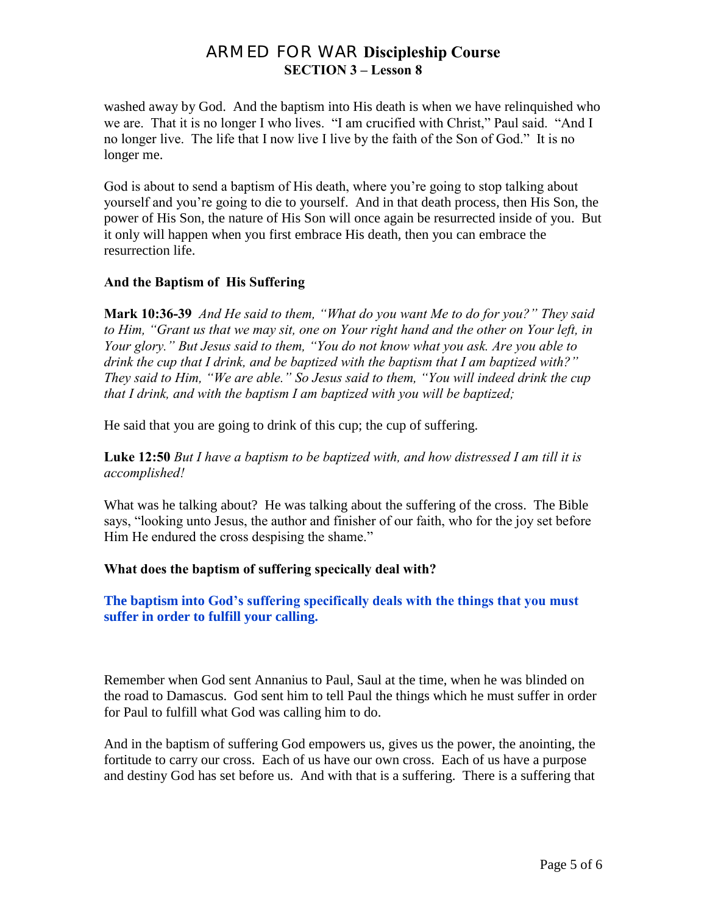washed away by God. And the baptism into His death is when we have relinquished who we are. That it is no longer I who lives. "I am crucified with Christ," Paul said. "And I no longer live. The life that I now live I live by the faith of the Son of God." It is no longer me.

God is about to send a baptism of His death, where you're going to stop talking about yourself and you're going to die to yourself. And in that death process, then His Son, the power of His Son, the nature of His Son will once again be resurrected inside of you. But it only will happen when you first embrace His death, then you can embrace the resurrection life.

**And the Baptism of His Suffering**

**Mark 10:36-39** *And He said to them, "What do you want Me to do for you?" They said to Him, "Grant us that we may sit, one on Your right hand and the other on Your left, in Your glory." But Jesus said to them, "You do not know what you ask. Are you able to drink the cup that I drink, and be baptized with the baptism that I am baptized with?" They said to Him, "We are able." So Jesus said to them, "You will indeed drink the cup that I drink, and with the baptism I am baptized with you will be baptized;*

He said that you are going to drink of this cup; the cup of suffering.

**Luke 12:50** *But I have a baptism to be baptized with, and how distressed I am till it is accomplished!*

What was he talking about? He was talking about the suffering of the cross. The Bible says, "looking unto Jesus, the author and finisher of our faith, who for the joy set before Him He endured the cross despising the shame."

**What does the baptism of suffering specically deal with?**

**The baptism into God's suffering specifically deals with the things that you must suffer in order to fulfill your calling.**

Remember when God sent Annanius to Paul, Saul at the time, when he was blinded on the road to Damascus. God sent him to tell Paul the things which he must suffer in order for Paul to fulfill what God was calling him to do.

And in the baptism of suffering God empowers us, gives us the power, the anointing, the fortitude to carry our cross. Each of us have our own cross. Each of us have a purpose and destiny God has set before us. And with that is a suffering. There is a suffering that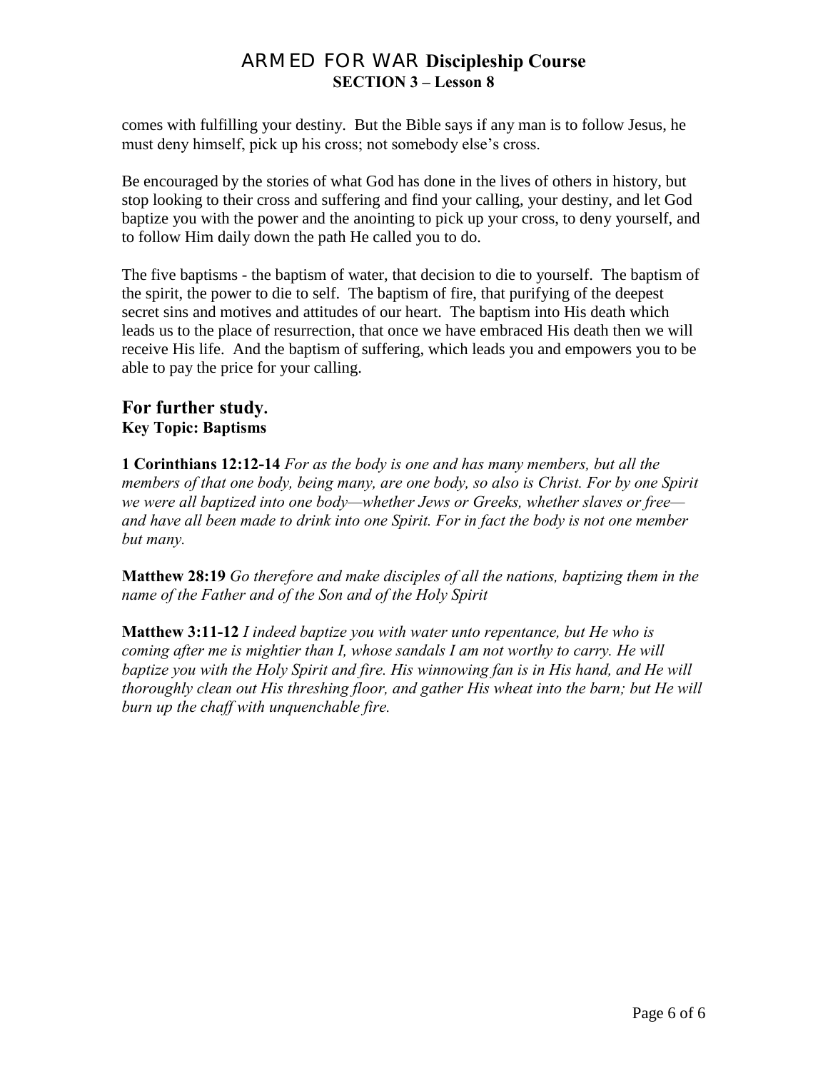comes with fulfilling your destiny. But the Bible says if any man is to follow Jesus, he must deny himself, pick up his cross; not somebody else's cross.

Be encouraged by the stories of what God has done in the lives of others in history, but stop looking to their cross and suffering and find your calling, your destiny, and let God baptize you with the power and the anointing to pick up your cross, to deny yourself, and to follow Him daily down the path He called you to do.

The five baptisms - the baptism of water, that decision to die to yourself. The baptism of the spirit, the power to die to self. The baptism of fire, that purifying of the deepest secret sins and motives and attitudes of our heart. The baptism into His death which leads us to the place of resurrection, that once we have embraced His death then we will receive His life. And the baptism of suffering, which leads you and empowers you to be able to pay the price for your calling.

## For further study.

**Key Topic: Baptisms**

**1 Corinthians 12:12-14** *For as the body is one and has many members, but all the members of that one body, being many, are one body, so also is Christ. For by one Spirit we were all baptized into one body—whether Jews or Greeks, whether slaves or free—and have all been made to drink into one Spirit. For in fact the body is not one member but many.*

**Matthew 28:19** *Go therefore and make disciples of all the nations, baptizing them in the name of the Father and of the Son and of the Holy Spirit*

**Matthew 3:11-12** *I indeed baptize you with water unto repentance, but He who is coming after me is mightier than I, whose sandals I am not worthy to carry. He will baptize you with the Holy Spirit and fire. His winnowing fan is in His hand, and He will thoroughly clean out His threshing floor, and gather His wheat into the barn; but He will burn up the chaff with unquenchable fire.*